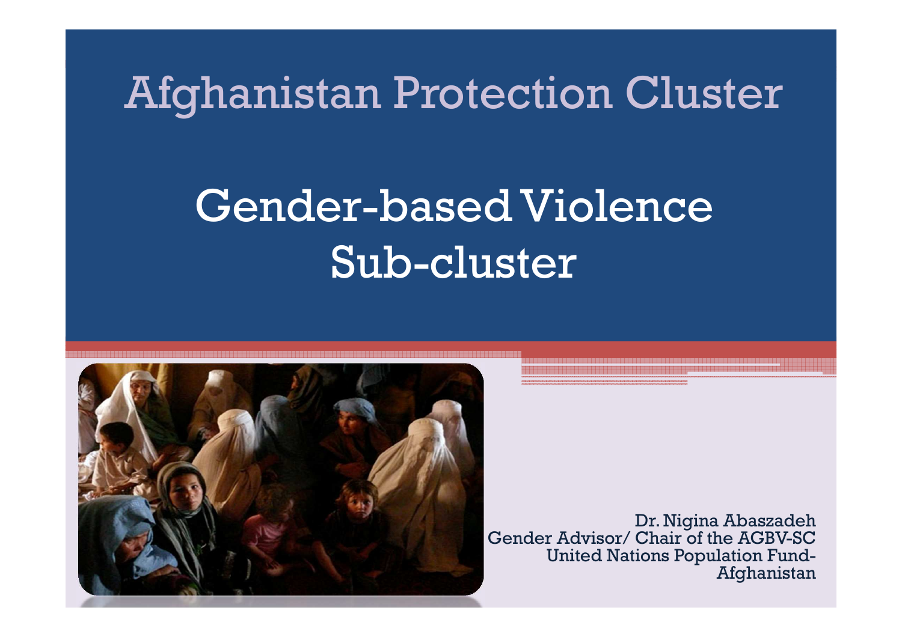# Afghanistan Protection Cluster

## Gender-based Violence Sub-cluster

Dr. Nigina Abaszadeh
Gender Advisor/ Chair of the AGBV-SC
United Nations Population Fund-Afghanistan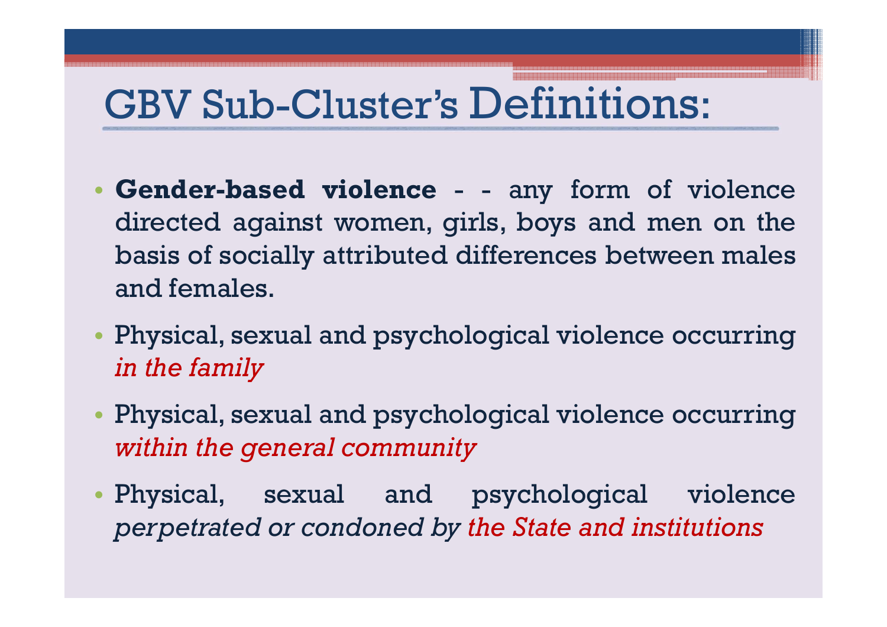# GBV Sub-Cluster's Definitions:

- **Gender-based violence** - - any form of violence directed against women, girls, boys and men on the basis of socially attributed differences between males and females.
- Physical, sexual and psychological violence occurring *in the family*
- Physical, sexual and psychological violence occurring *within the general community*
- Physical, sexual and psychological violence *perpetrated or condoned by the State and institutions*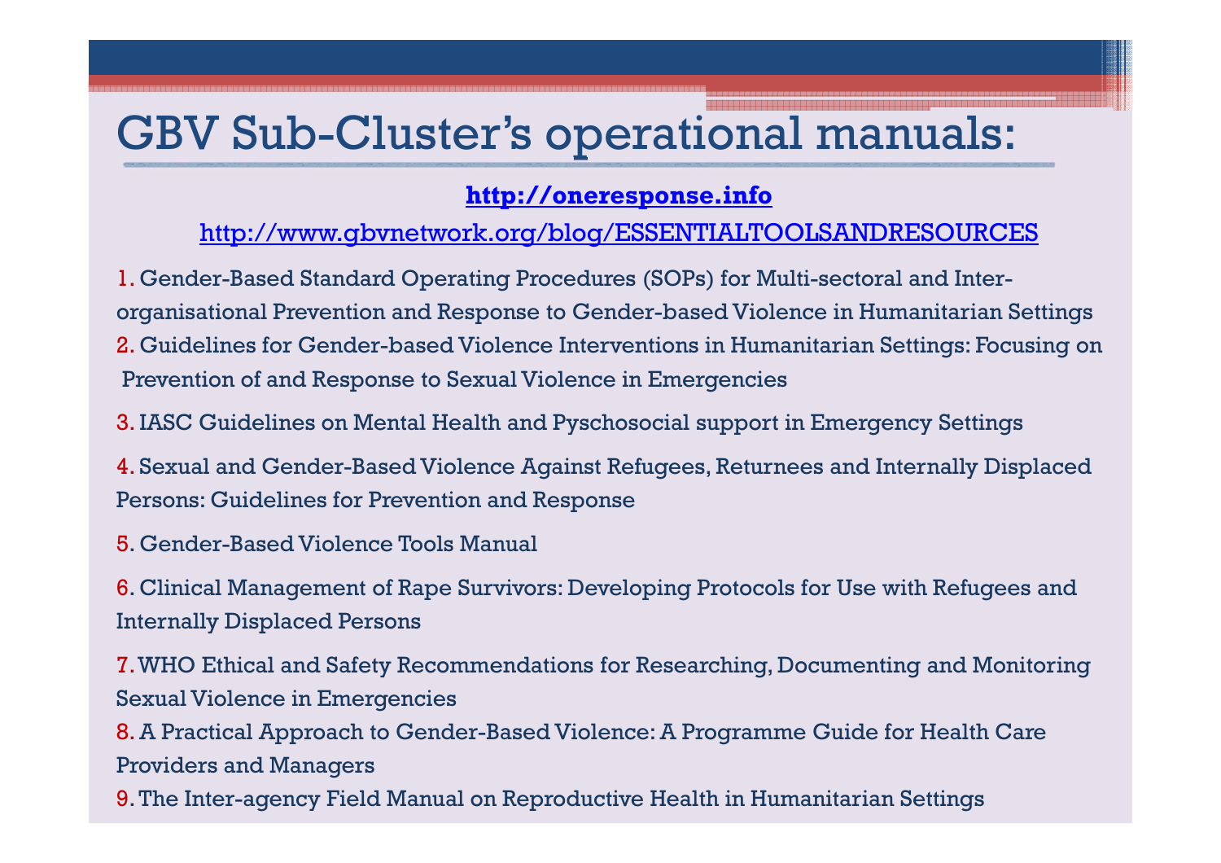# GBV Sub-Cluster's operational manuals:

**http://oneresponse.info**

http://www.gbvnetwork.org/blog/ESSENTIALTOOLSANDRESOURCES

1. Gender-Based Standard Operating Procedures (SOPs) for Multi-sectoral and Inter-organisational Prevention and Response to Gender-based Violence in Humanitarian Settings
2. Guidelines for Gender-based Violence Interventions in Humanitarian Settings: Focusing on Prevention of and Response to Sexual Violence in Emergencies
3. IASC Guidelines on Mental Health and Pyschosocial support in Emergency Settings
4. Sexual and Gender-Based Violence Against Refugees, Returnees and Internally Displaced Persons: Guidelines for Prevention and Response
5. Gender-Based Violence Tools Manual
6. Clinical Management of Rape Survivors: Developing Protocols for Use with Refugees and Internally Displaced Persons
7. WHO Ethical and Safety Recommendations for Researching, Documenting and Monitoring Sexual Violence in Emergencies
8. A Practical Approach to Gender-Based Violence: A Programme Guide for Health Care Providers and Managers
9. The Inter-agency Field Manual on Reproductive Health in Humanitarian Settings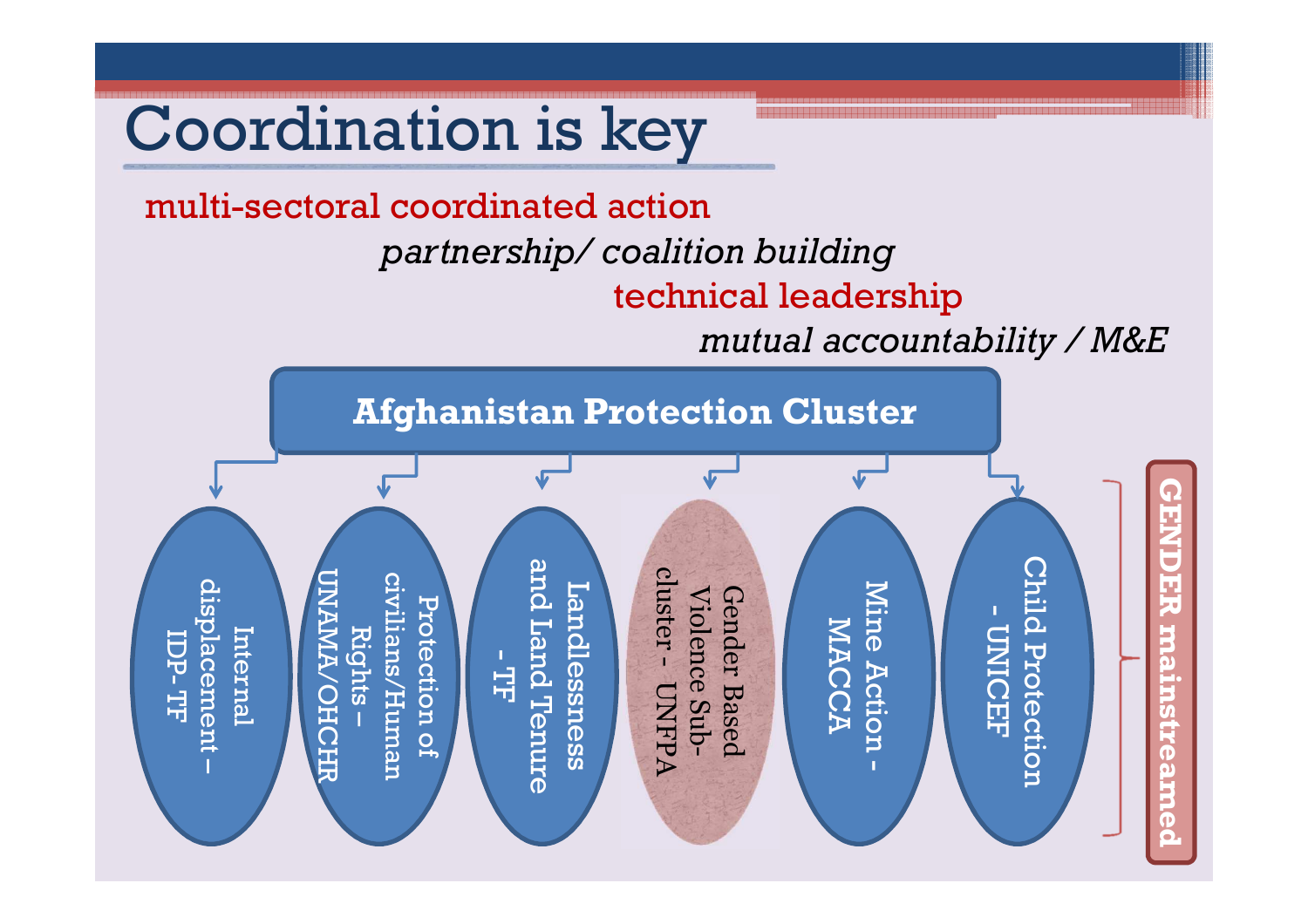# Coordination is key

multi-sectoral coordinated action

*partnership/ coalition building*

technical leadership

*mutual accountability / M&E*

**Afghanistan Protection Cluster**

- Internal displacement – IDP- TF
- Protection of civilians/Human Rights – UNAMA/OHCHR
- Landlessness and Land Tenure - TF
- Gender Based Violence Sub-cluster - UNFPA
- Mine Action - MACCA
- Child Protection - UNICEF

**GENDER mainstreamed**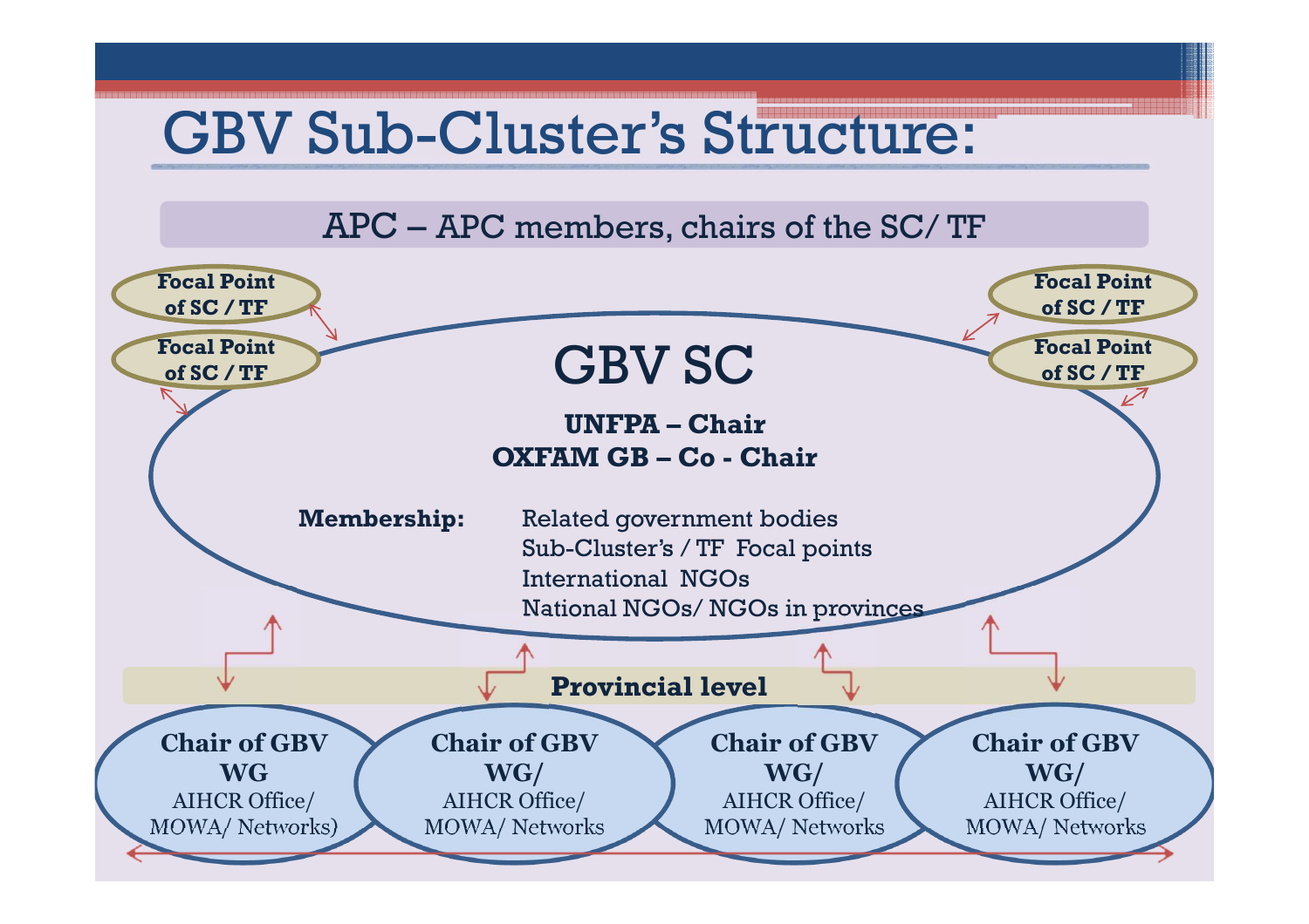# GBV Sub-Cluster's Structure:

APC – APC members, chairs of the SC/ TF

Focal Point of SC / TF

Focal Point of SC / TF

Focal Point of SC / TF

Focal Point of SC / TF

## GBV SC

**UNFPA – Chair**
**OXFAM GB – Co - Chair**

**Membership:**

- Related government bodies
- Sub-Cluster's / TF Focal points
- International NGOs
- National NGOs/ NGOs in provinces

**Provincial level**

**Chair of GBV WG**
AIHCR Office/ MOWA/ Networks)

**Chair of GBV WG/**
AIHCR Office/ MOWA/ Networks

**Chair of GBV WG/**
AIHCR Office/ MOWA/ Networks

**Chair of GBV WG/**
AIHCR Office/ MOWA/ Networks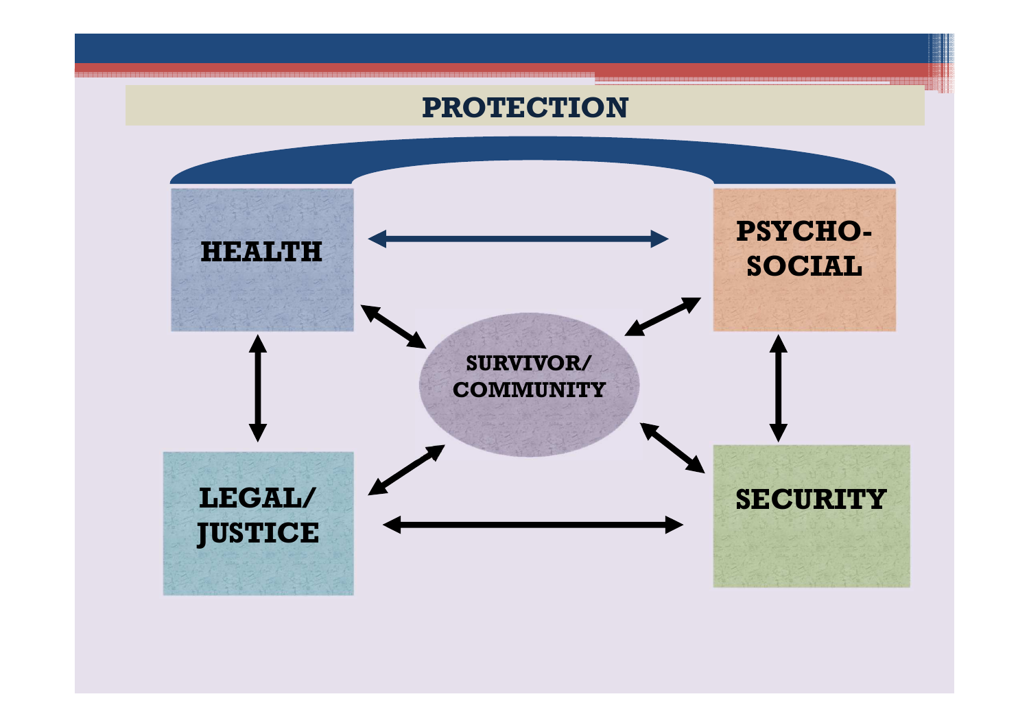# PROTECTION

HEALTH

PSYCHO-SOCIAL

SURVIVOR/ COMMUNITY

LEGAL/ JUSTICE

SECURITY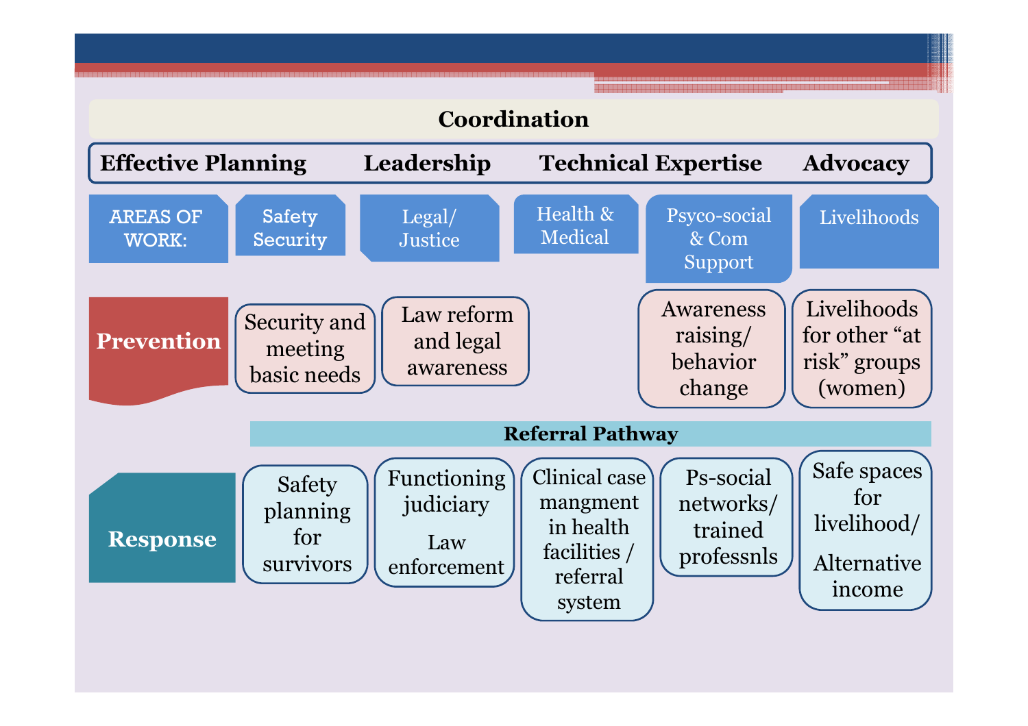# Coordination

**Effective Planning** | **Leadership** | **Technical Expertise** | **Advocacy**

| AREAS OF WORK: | Safety Security | Legal/ Justice | Health & Medical | Psyco-social & Com Support | Livelihoods |
|---|---|---|---|---|---|
| **Prevention** | Security and meeting basic needs | Law reform and legal awareness | | Awareness raising/ behavior change | Livelihoods for other "at risk" groups (women) |
| **Referral Pathway** | | | | | |
| **Response** | Safety planning for survivors | Functioning judiciary Law enforcement | Clinical case mangment in health facilities / referral system | Ps-social networks/ trained professnls | Safe spaces for livelihood/ Alternative income |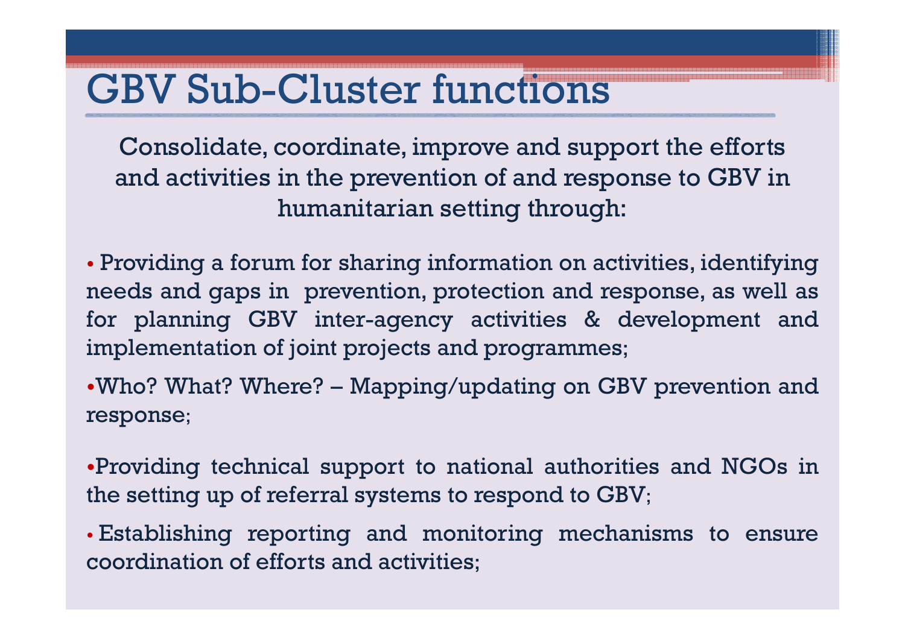# GBV Sub-Cluster functions

Consolidate, coordinate, improve and support the efforts and activities in the prevention of and response to GBV in humanitarian setting through:

- Providing a forum for sharing information on activities, identifying needs and gaps in prevention, protection and response, as well as for planning GBV inter-agency activities & development and implementation of joint projects and programmes;
- Who? What? Where? – Mapping/updating on GBV prevention and response;
- Providing technical support to national authorities and NGOs in the setting up of referral systems to respond to GBV;
- Establishing reporting and monitoring mechanisms to ensure coordination of efforts and activities;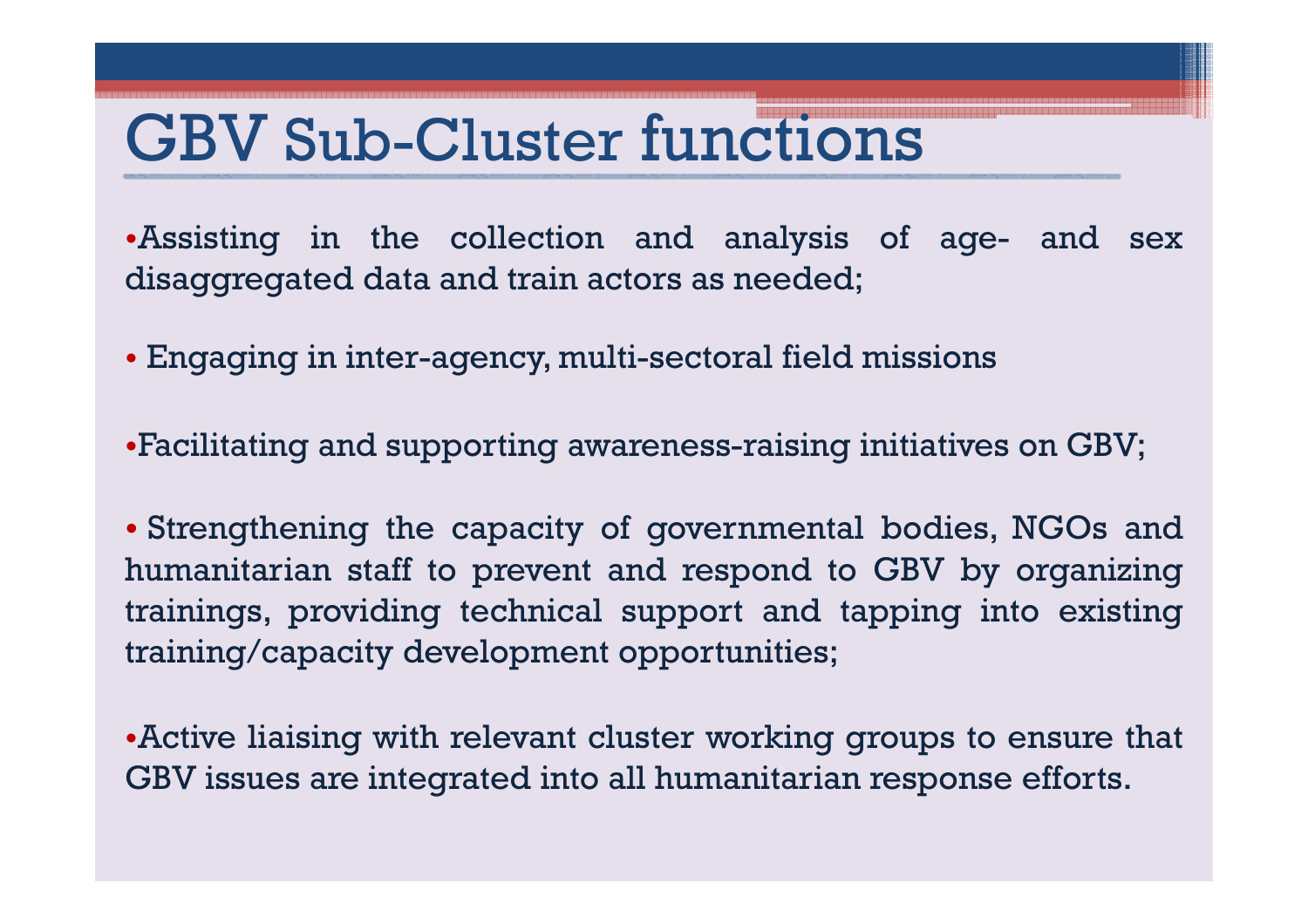# GBV Sub-Cluster functions

- Assisting in the collection and analysis of age- and sex disaggregated data and train actors as needed;
- Engaging in inter-agency, multi-sectoral field missions
- Facilitating and supporting awareness-raising initiatives on GBV;
- Strengthening the capacity of governmental bodies, NGOs and humanitarian staff to prevent and respond to GBV by organizing trainings, providing technical support and tapping into existing training/capacity development opportunities;
- Active liaising with relevant cluster working groups to ensure that GBV issues are integrated into all humanitarian response efforts.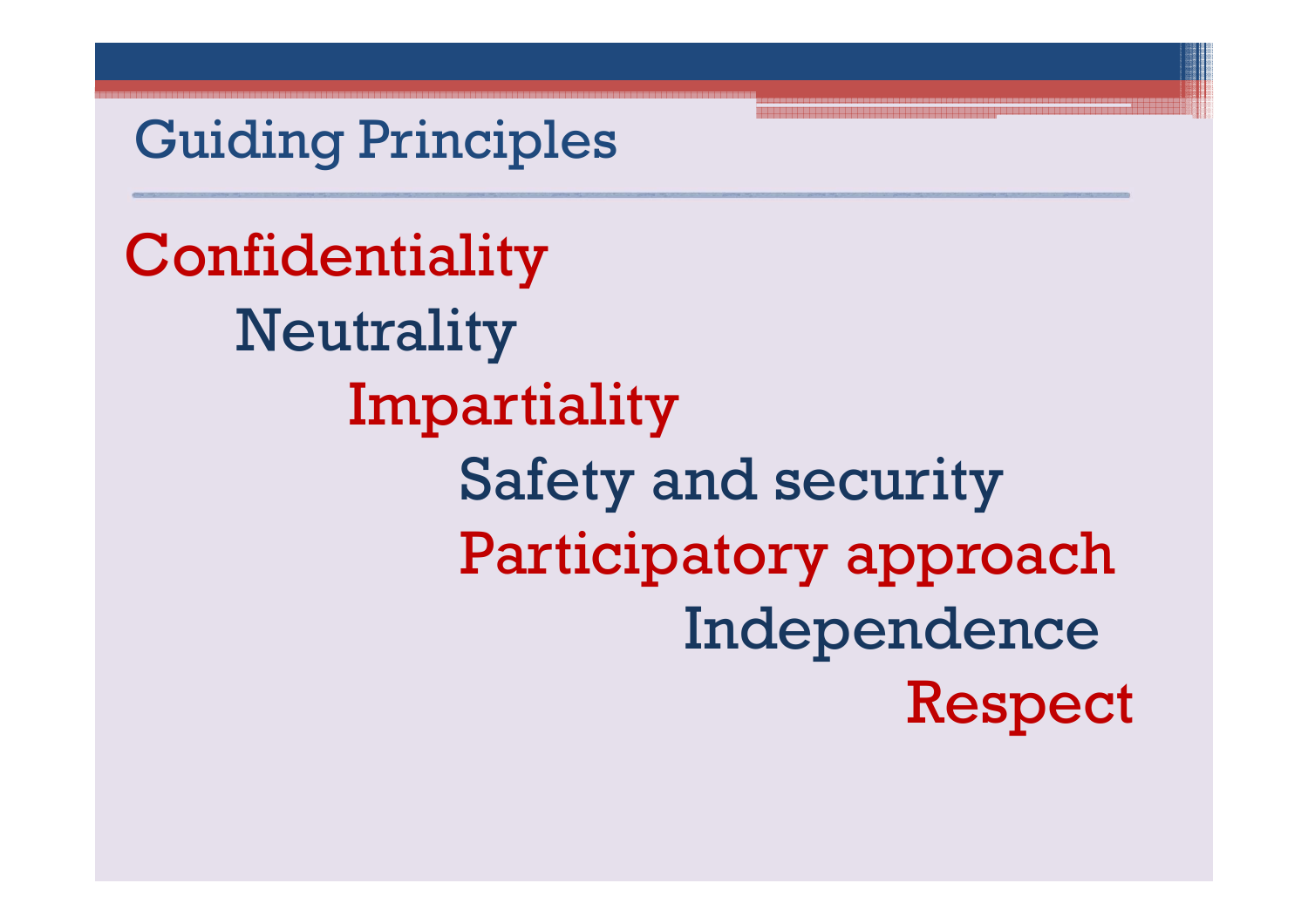# Guiding Principles

Confidentiality

Neutrality

Impartiality

Safety and security

Participatory approach

Independence

Respect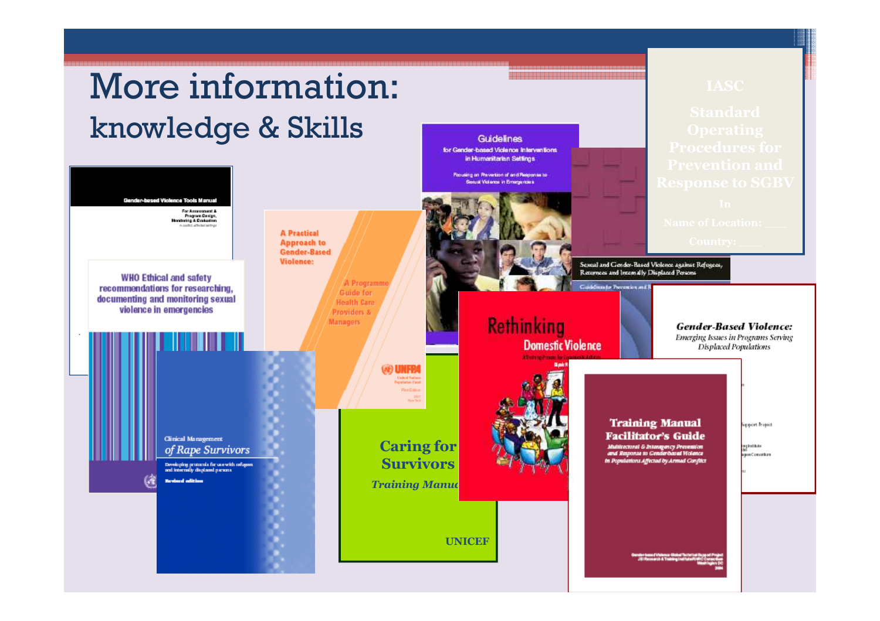# More information:
## knowledge & Skills

Gender-based Violence Tools Manual

For Assessment & Program Design, Monitoring & Evaluation

in conflict-affected settings

WHO Ethical and safety recommendations for researching, documenting and monitoring sexual violence in emergencies

Clinical Management *of Rape Survivors*

Developing protocols for use with refugees and internally displaced persons

Revised edition

A Practical Approach to Gender-Based Violence:

A Programme Guide for Health Care Providers & Managers

UNFPA

Guidelines for Gender-based Violence Interventions in Humanitarian Settings

Focusing on Prevention of and Response to Sexual Violence in Emergencies

Caring for Survivors

*Training Manual*

UNICEF

Rethinking Domestic Violence

Sexual and Gender-Based Violence against Refugees, Returnees and Internally Displaced Persons

Guidelines for Prevention and Response

IASC

Standard Operating Procedures for Prevention and Response to SGBV

In

Name of Location: ____

Country: ____

***Gender-Based Violence:***

*Emerging Issues in Programs Serving Displaced Populations*

**Training Manual**
**Facilitator's Guide**

*Multisectoral & Interagency Prevention and Response to Gender-based Violence in Populations Affected by Armed Conflict*

Gender-based Violence Global Technical Support Project
JSI Research & Training Institute/RHRC Consortium
Washington DC
2004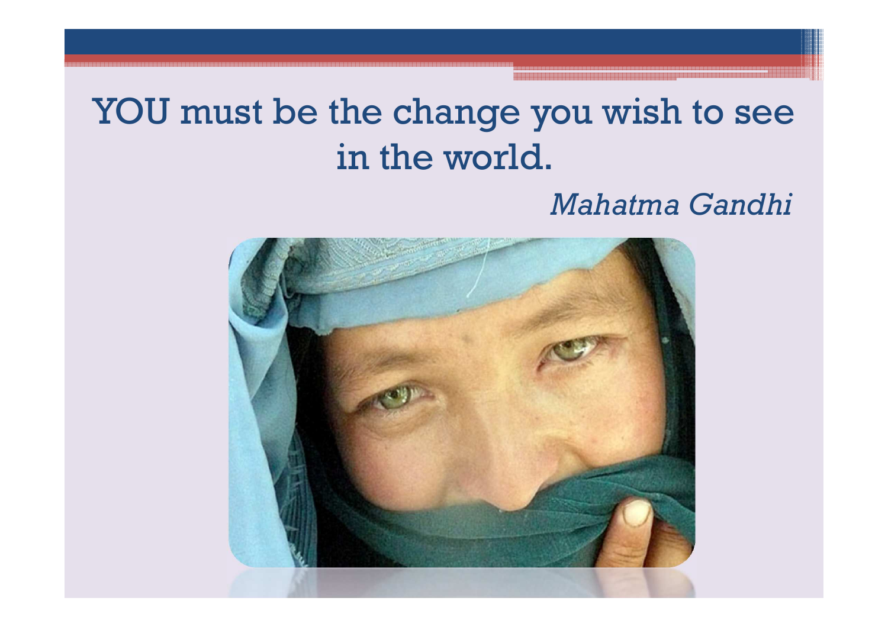# YOU must be the change you wish to see in the world.

*Mahatma Gandhi*